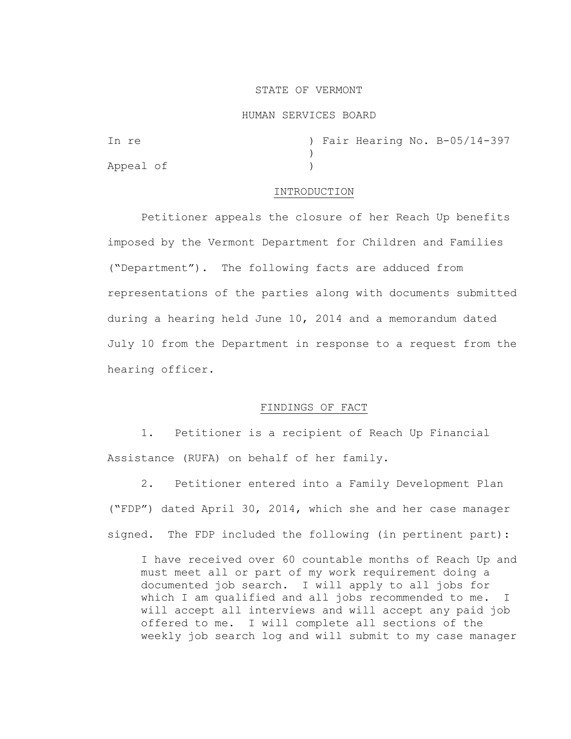STATE OF VERMONT

HUMAN SERVICES BOARD

In re ) Fair Hearing No. B-05/14-397
)
Appeal of )

## INTRODUCTION

Petitioner appeals the closure of her Reach Up benefits imposed by the Vermont Department for Children and Families ("Department"). The following facts are adduced from representations of the parties along with documents submitted during a hearing held June 10, 2014 and a memorandum dated July 10 from the Department in response to a request from the hearing officer.

## FINDINGS OF FACT

1. Petitioner is a recipient of Reach Up Financial Assistance (RUFA) on behalf of her family.

2. Petitioner entered into a Family Development Plan ("FDP") dated April 30, 2014, which she and her case manager signed. The FDP included the following (in pertinent part):

> I have received over 60 countable months of Reach Up and must meet all or part of my work requirement doing a documented job search. I will apply to all jobs for which I am qualified and all jobs recommended to me. I will accept all interviews and will accept any paid job offered to me. I will complete all sections of the weekly job search log and will submit to my case manager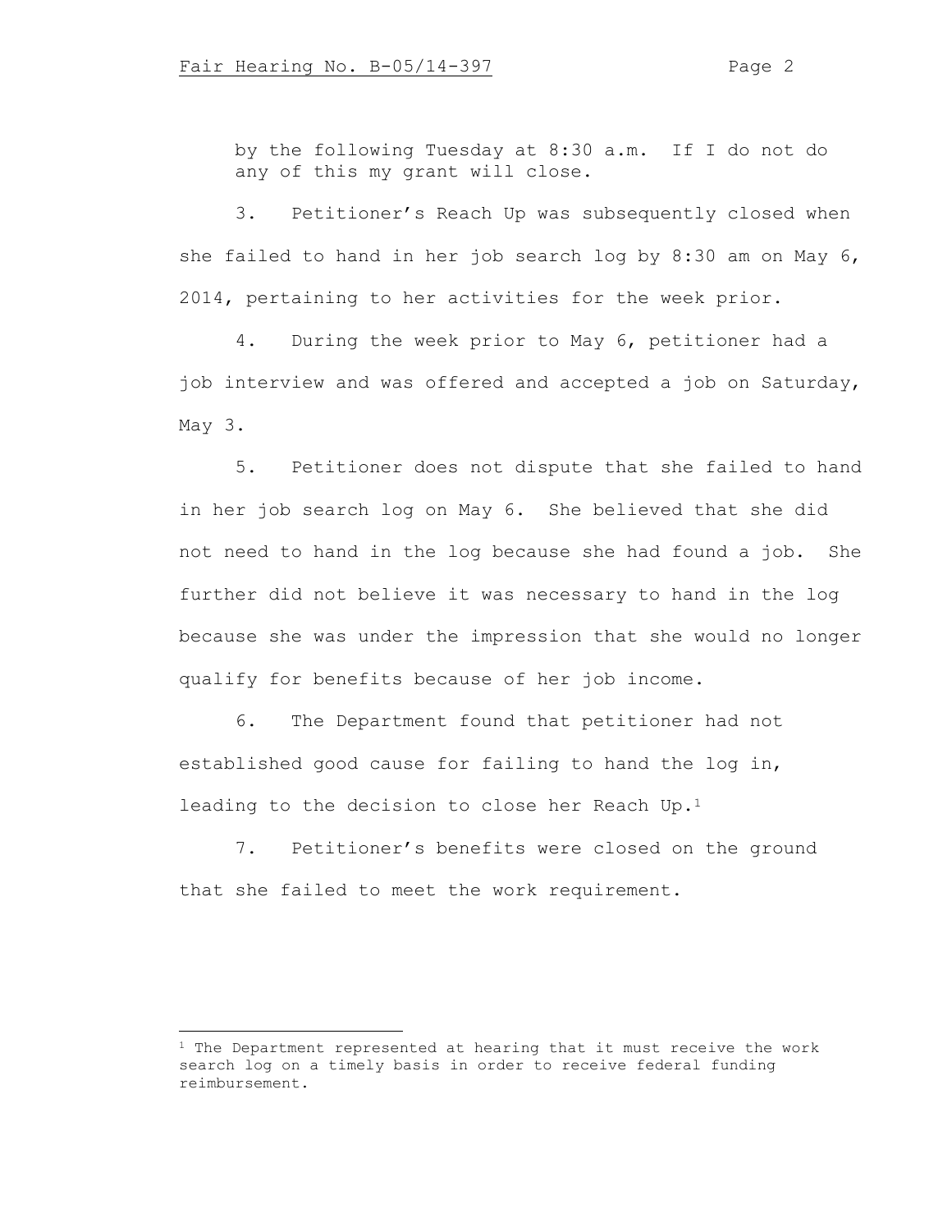by the following Tuesday at 8:30 a.m. If I do not do any of this my grant will close.

3. Petitioner's Reach Up was subsequently closed when she failed to hand in her job search log by 8:30 am on May 6, 2014, pertaining to her activities for the week prior.

4. During the week prior to May 6, petitioner had a job interview and was offered and accepted a job on Saturday, May 3.

5. Petitioner does not dispute that she failed to hand in her job search log on May 6. She believed that she did not need to hand in the log because she had found a job. She further did not believe it was necessary to hand in the log because she was under the impression that she would no longer qualify for benefits because of her job income.

6. The Department found that petitioner had not established good cause for failing to hand the log in, leading to the decision to close her Reach Up.[1]

7. Petitioner's benefits were closed on the ground that she failed to meet the work requirement.

---

[1] The Department represented at hearing that it must receive the work search log on a timely basis in order to receive federal funding reimbursement.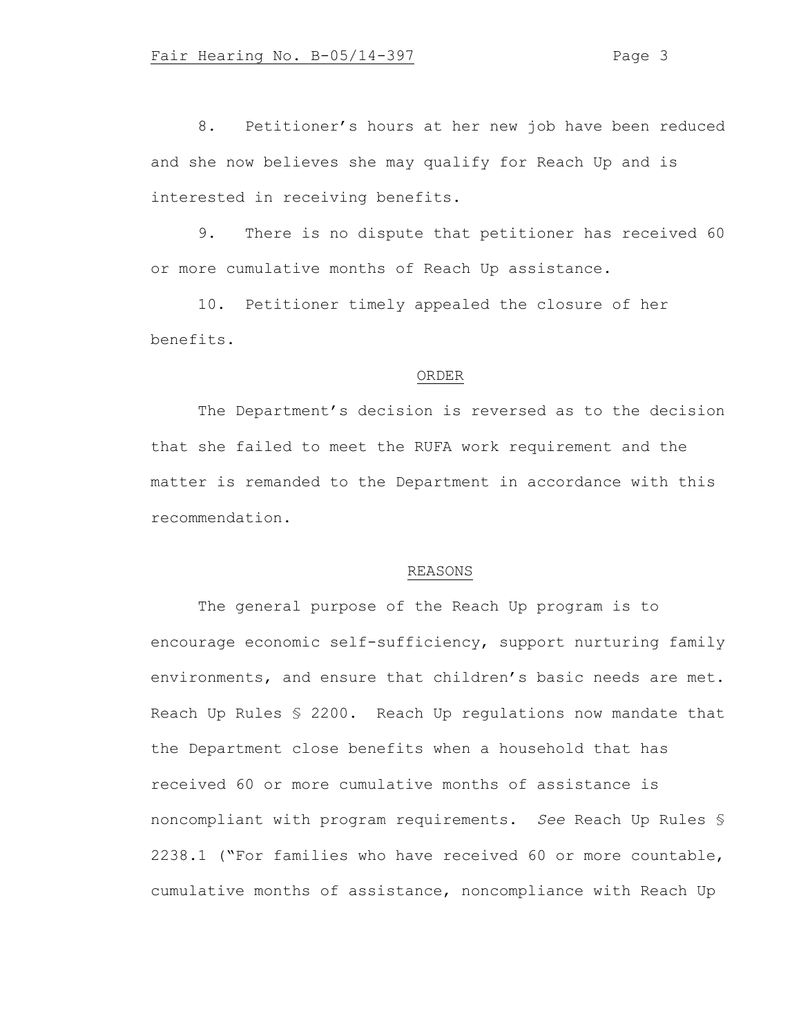8. Petitioner's hours at her new job have been reduced and she now believes she may qualify for Reach Up and is interested in receiving benefits.

9. There is no dispute that petitioner has received 60 or more cumulative months of Reach Up assistance.

10. Petitioner timely appealed the closure of her benefits.

## ORDER

The Department's decision is reversed as to the decision that she failed to meet the RUFA work requirement and the matter is remanded to the Department in accordance with this recommendation.

## REASONS

The general purpose of the Reach Up program is to encourage economic self-sufficiency, support nurturing family environments, and ensure that children's basic needs are met. Reach Up Rules § 2200. Reach Up regulations now mandate that the Department close benefits when a household that has received 60 or more cumulative months of assistance is noncompliant with program requirements. *See* Reach Up Rules § 2238.1 ("For families who have received 60 or more countable, cumulative months of assistance, noncompliance with Reach Up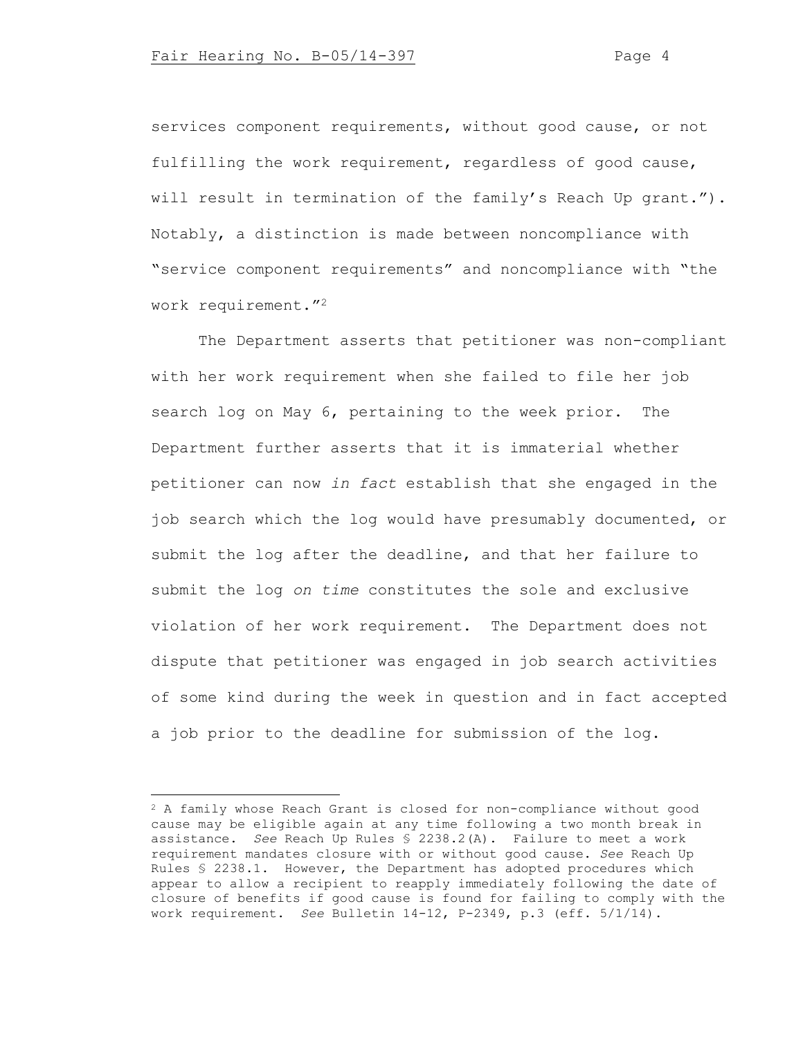services component requirements, without good cause, or not fulfilling the work requirement, regardless of good cause, will result in termination of the family's Reach Up grant."). Notably, a distinction is made between noncompliance with "service component requirements" and noncompliance with "the work requirement."[2]

The Department asserts that petitioner was non-compliant with her work requirement when she failed to file her job search log on May 6, pertaining to the week prior. The Department further asserts that it is immaterial whether petitioner can now *in fact* establish that she engaged in the job search which the log would have presumably documented, or submit the log after the deadline, and that her failure to submit the log *on time* constitutes the sole and exclusive violation of her work requirement. The Department does not dispute that petitioner was engaged in job search activities of some kind during the week in question and in fact accepted a job prior to the deadline for submission of the log.

---

[2] A family whose Reach Grant is closed for non-compliance without good cause may be eligible again at any time following a two month break in assistance. *See* Reach Up Rules § 2238.2(A). Failure to meet a work requirement mandates closure with or without good cause. *See* Reach Up Rules § 2238.1. However, the Department has adopted procedures which appear to allow a recipient to reapply immediately following the date of closure of benefits if good cause is found for failing to comply with the work requirement. *See* Bulletin 14-12, P-2349, p.3 (eff. 5/1/14).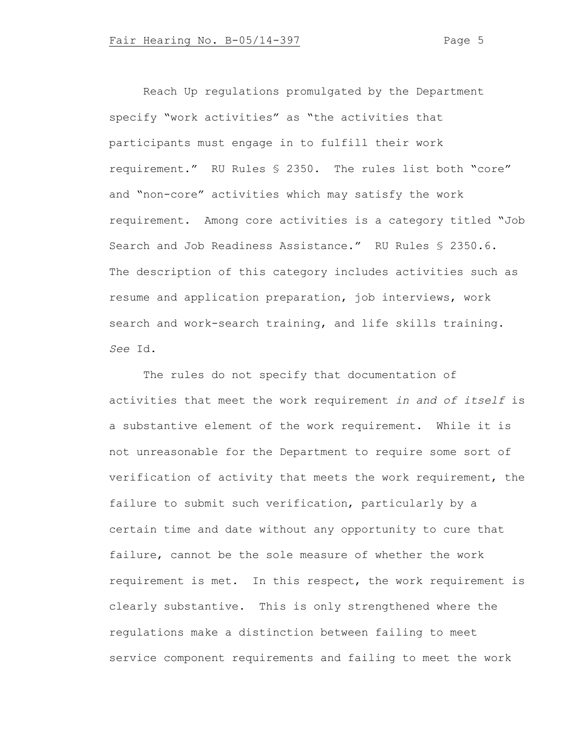Reach Up regulations promulgated by the Department specify "work activities" as "the activities that participants must engage in to fulfill their work requirement." RU Rules § 2350. The rules list both "core" and "non-core" activities which may satisfy the work requirement. Among core activities is a category titled "Job Search and Job Readiness Assistance." RU Rules § 2350.6. The description of this category includes activities such as resume and application preparation, job interviews, work search and work-search training, and life skills training. *See* Id.

The rules do not specify that documentation of activities that meet the work requirement *in and of itself* is a substantive element of the work requirement. While it is not unreasonable for the Department to require some sort of verification of activity that meets the work requirement, the failure to submit such verification, particularly by a certain time and date without any opportunity to cure that failure, cannot be the sole measure of whether the work requirement is met. In this respect, the work requirement is clearly substantive. This is only strengthened where the regulations make a distinction between failing to meet service component requirements and failing to meet the work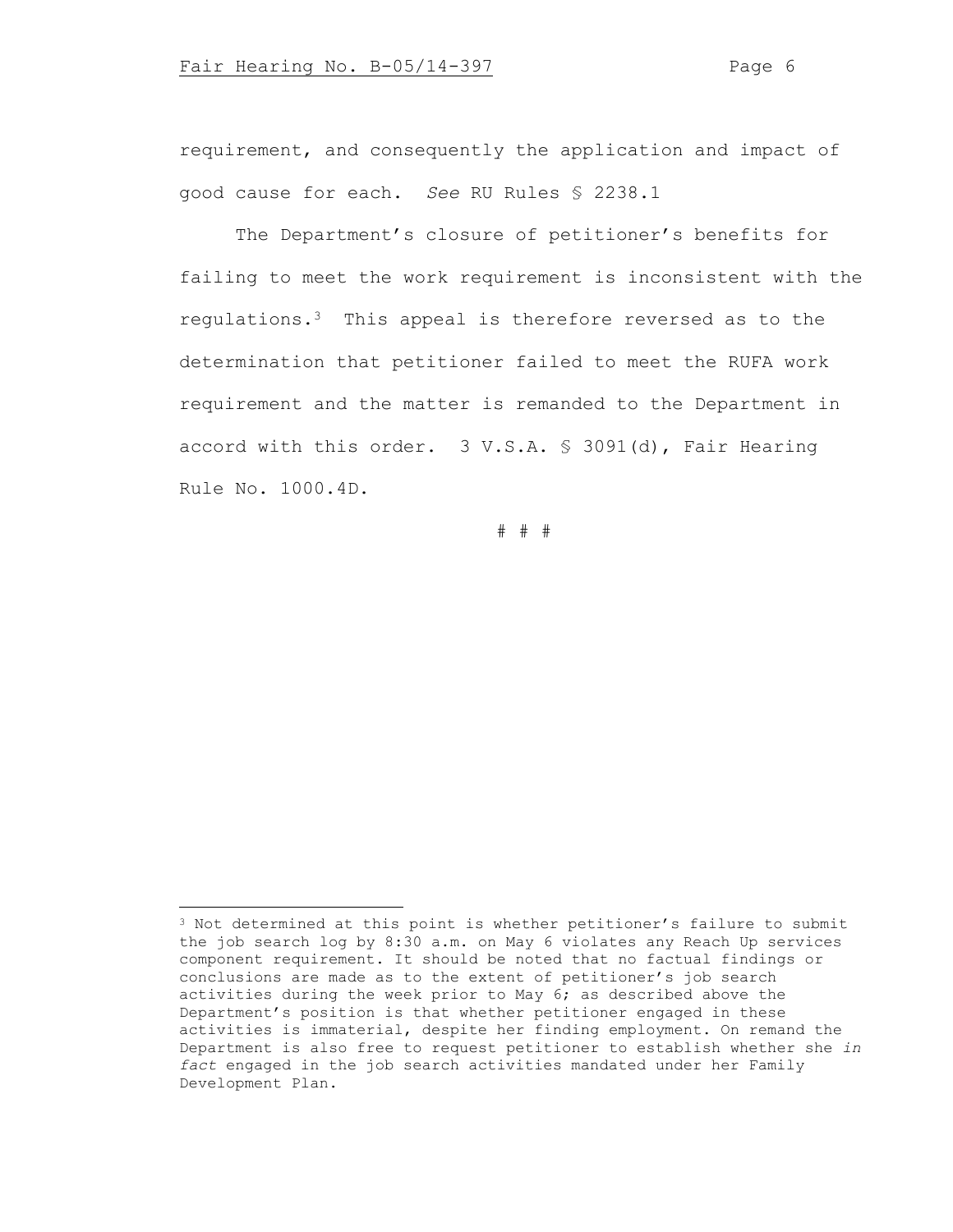requirement, and consequently the application and impact of good cause for each. *See* RU Rules § 2238.1

The Department's closure of petitioner's benefits for failing to meet the work requirement is inconsistent with the regulations.[3] This appeal is therefore reversed as to the determination that petitioner failed to meet the RUFA work requirement and the matter is remanded to the Department in accord with this order. 3 V.S.A. § 3091(d), Fair Hearing Rule No. 1000.4D.

# # #

---

[3] Not determined at this point is whether petitioner's failure to submit the job search log by 8:30 a.m. on May 6 violates any Reach Up services component requirement. It should be noted that no factual findings or conclusions are made as to the extent of petitioner's job search activities during the week prior to May 6; as described above the Department's position is that whether petitioner engaged in these activities is immaterial, despite her finding employment. On remand the Department is also free to request petitioner to establish whether she *in fact* engaged in the job search activities mandated under her Family Development Plan.